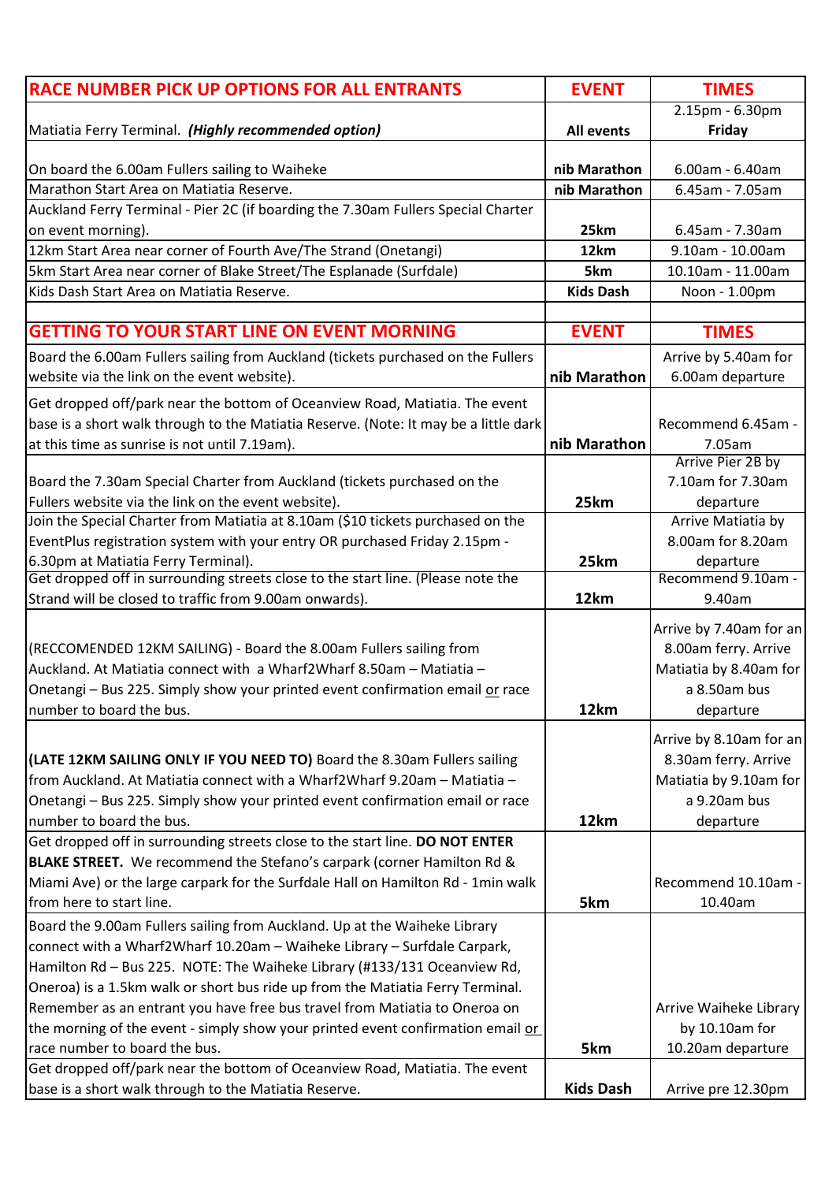| RACE NUMBER PICK UP OPTIONS FOR ALL ENTRANTS | EVENT | TIMES |
|---|---|---|
| Matiatia Ferry Terminal. ***(Highly recommended option)*** | **All events** | 2.15pm - 6.30pm **Friday** |
| On board the 6.00am Fullers sailing to Waiheke | **nib Marathon** | 6.00am - 6.40am |
| Marathon Start Area on Matiatia Reserve. | **nib Marathon** | 6.45am - 7.05am |
| Auckland Ferry Terminal - Pier 2C (if boarding the 7.30am Fullers Special Charter on event morning). | **25km** | 6.45am - 7.30am |
| 12km Start Area near corner of Fourth Ave/The Strand (Onetangi) | **12km** | 9.10am - 10.00am |
| 5km Start Area near corner of Blake Street/The Esplanade (Surfdale) | **5km** | 10.10am - 11.00am |
| Kids Dash Start Area on Matiatia Reserve. | **Kids Dash** | Noon - 1.00pm |

| GETTING TO YOUR START LINE ON EVENT MORNING | EVENT | TIMES |
|---|---|---|
| Board the 6.00am Fullers sailing from Auckland (tickets purchased on the Fullers website via the link on the event website). | **nib Marathon** | Arrive by 5.40am for 6.00am departure |
| Get dropped off/park near the bottom of Oceanview Road, Matiatia. The event base is a short walk through to the Matiatia Reserve. (Note: It may be a little dark at this time as sunrise is not until 7.19am). | **nib Marathon** | Recommend 6.45am - 7.05am |
| Board the 7.30am Special Charter from Auckland (tickets purchased on the Fullers website via the link on the event website). | **25km** | Arrive Pier 2B by 7.10am for 7.30am departure |
| Join the Special Charter from Matiatia at 8.10am ($10 tickets purchased on the EventPlus registration system with your entry OR purchased Friday 2.15pm - 6.30pm at Matiatia Ferry Terminal). | **25km** | Arrive Matiatia by 8.00am for 8.20am departure |
| Get dropped off in surrounding streets close to the start line. (Please note the Strand will be closed to traffic from 9.00am onwards). | **12km** | Recommend 9.10am - 9.40am |
| (RECCOMENDED 12KM SAILING) - Board the 8.00am Fullers sailing from Auckland. At Matiatia connect with a Wharf2Wharf 8.50am – Matiatia – Onetangi – Bus 225. Simply show your printed event confirmation email <u>or</u> race number to board the bus. | **12km** | Arrive by 7.40am for an 8.00am ferry. Arrive Matiatia by 8.40am for a 8.50am bus departure |
| **(LATE 12KM SAILING ONLY IF YOU NEED TO)** Board the 8.30am Fullers sailing from Auckland. At Matiatia connect with a Wharf2Wharf 9.20am – Matiatia – Onetangi – Bus 225. Simply show your printed event confirmation email or race number to board the bus. | **12km** | Arrive by 8.10am for an 8.30am ferry. Arrive Matiatia by 9.10am for a 9.20am bus departure |
| Get dropped off in surrounding streets close to the start line. **DO NOT ENTER BLAKE STREET.** We recommend the Stefano's carpark (corner Hamilton Rd & Miami Ave) or the large carpark for the Surfdale Hall on Hamilton Rd - 1min walk from here to start line. | **5km** | Recommend 10.10am - 10.40am |
| Board the 9.00am Fullers sailing from Auckland. Up at the Waiheke Library connect with a Wharf2Wharf 10.20am – Waiheke Library – Surfdale Carpark, Hamilton Rd – Bus 225. NOTE: The Waiheke Library (#133/131 Oceanview Rd, Oneroa) is a 1.5km walk or short bus ride up from the Matiatia Ferry Terminal. Remember as an entrant you have free bus travel from Matiatia to Oneroa on the morning of the event - simply show your printed event confirmation email <u>or</u> race number to board the bus. | **5km** | Arrive Waiheke Library by 10.10am for 10.20am departure |
| Get dropped off/park near the bottom of Oceanview Road, Matiatia. The event base is a short walk through to the Matiatia Reserve. | **Kids Dash** | Arrive pre 12.30pm |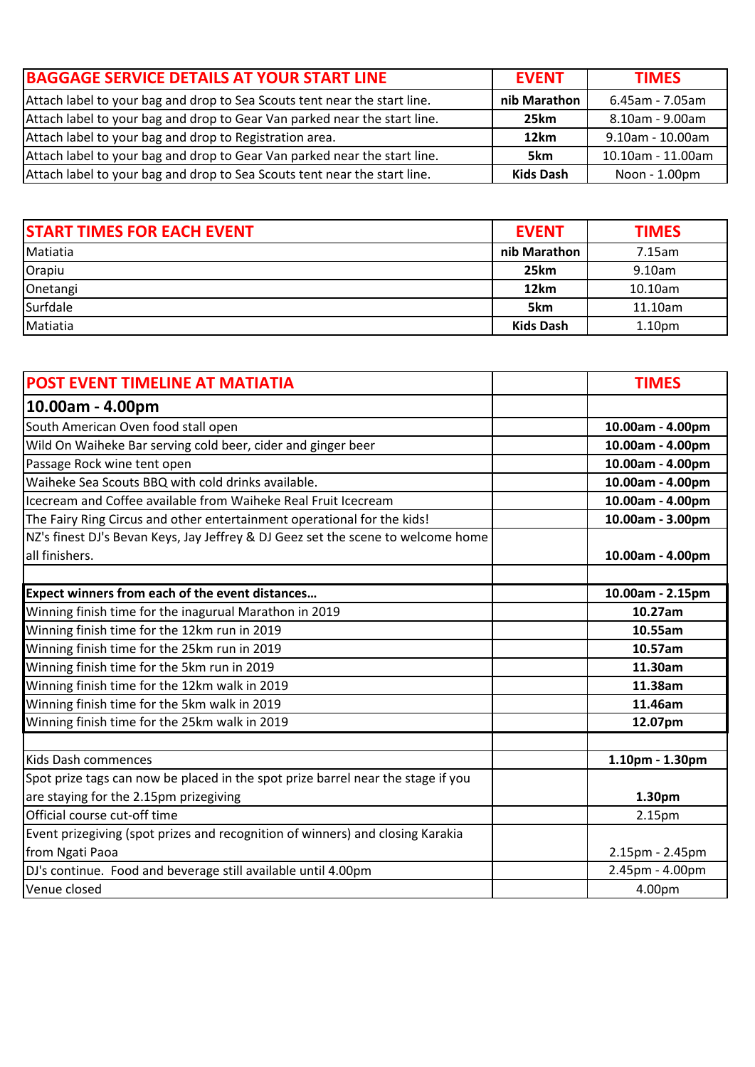| BAGGAGE SERVICE DETAILS AT YOUR START LINE | EVENT | TIMES |
| --- | --- | --- |
| Attach label to your bag and drop to Sea Scouts tent near the start line. | **nib Marathon** | 6.45am - 7.05am |
| Attach label to your bag and drop to Gear Van parked near the start line. | **25km** | 8.10am - 9.00am |
| Attach label to your bag and drop to Registration area. | **12km** | 9.10am - 10.00am |
| Attach label to your bag and drop to Gear Van parked near the start line. | **5km** | 10.10am - 11.00am |
| Attach label to your bag and drop to Sea Scouts tent near the start line. | **Kids Dash** | Noon - 1.00pm |

| START TIMES FOR EACH EVENT | EVENT | TIMES |
| --- | --- | --- |
| Matiatia | **nib Marathon** | 7.15am |
| Orapiu | **25km** | 9.10am |
| Onetangi | **12km** | 10.10am |
| Surfdale | **5km** | 11.10am |
| Matiatia | **Kids Dash** | 1.10pm |

| POST EVENT TIMELINE AT MATIATIA | | TIMES |
| --- | --- | --- |
| **10.00am - 4.00pm** | | |
| South American Oven food stall open | | **10.00am - 4.00pm** |
| Wild On Waiheke Bar serving cold beer, cider and ginger beer | | **10.00am - 4.00pm** |
| Passage Rock wine tent open | | **10.00am - 4.00pm** |
| Waiheke Sea Scouts BBQ with cold drinks available. | | **10.00am - 4.00pm** |
| Icecream and Coffee available from Waiheke Real Fruit Icecream | | **10.00am - 4.00pm** |
| The Fairy Ring Circus and other entertainment operational for the kids! | | **10.00am - 3.00pm** |
| NZ's finest DJ's Bevan Keys, Jay Jeffrey & DJ Geez set the scene to welcome home all finishers. | | **10.00am - 4.00pm** |
| | | |
| **Expect winners from each of the event distances…** | | **10.00am - 2.15pm** |
| Winning finish time for the inagurual Marathon in 2019 | | **10.27am** |
| Winning finish time for the 12km run in 2019 | | **10.55am** |
| Winning finish time for the 25km run in 2019 | | **10.57am** |
| Winning finish time for the 5km run in 2019 | | **11.30am** |
| Winning finish time for the 12km walk in 2019 | | **11.38am** |
| Winning finish time for the 5km walk in 2019 | | **11.46am** |
| Winning finish time for the 25km walk in 2019 | | **12.07pm** |
| | | |
| Kids Dash commences | | **1.10pm - 1.30pm** |
| Spot prize tags can now be placed in the spot prize barrel near the stage if you are staying for the 2.15pm prizegiving | | **1.30pm** |
| Official course cut-off time | | 2.15pm |
| Event prizegiving (spot prizes and recognition of winners) and closing Karakia from Ngati Paoa | | 2.15pm - 2.45pm |
| DJ's continue. Food and beverage still available until 4.00pm | | 2.45pm - 4.00pm |
| Venue closed | | 4.00pm |